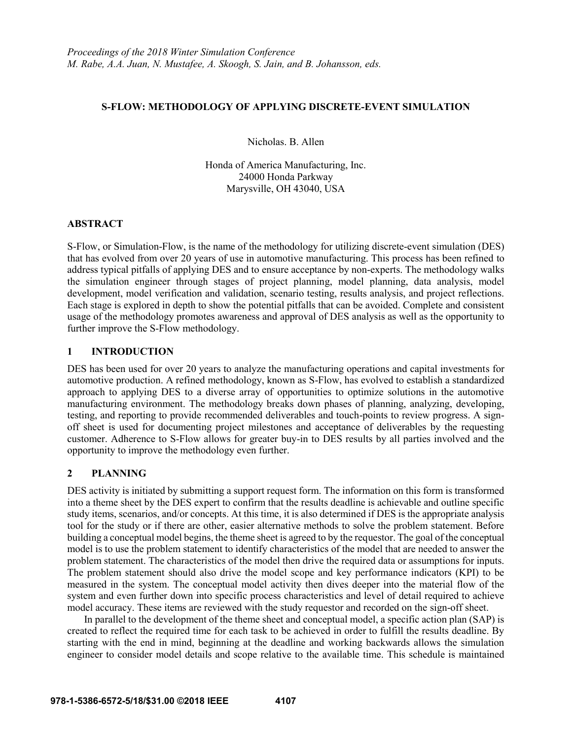*Proceedings of the 2018 Winter Simulation Conference*
*M. Rabe, A.A. Juan, N. Mustafee, A. Skoogh, S. Jain, and B. Johansson, eds.*

# S-FLOW: METHODOLOGY OF APPLYING DISCRETE-EVENT SIMULATION

Nicholas. B. Allen

Honda of America Manufacturing, Inc.
24000 Honda Parkway
Marysville, OH 43040, USA

## ABSTRACT

S-Flow, or Simulation-Flow, is the name of the methodology for utilizing discrete-event simulation (DES) that has evolved from over 20 years of use in automotive manufacturing. This process has been refined to address typical pitfalls of applying DES and to ensure acceptance by non-experts. The methodology walks the simulation engineer through stages of project planning, model planning, data analysis, model development, model verification and validation, scenario testing, results analysis, and project reflections. Each stage is explored in depth to show the potential pitfalls that can be avoided. Complete and consistent usage of the methodology promotes awareness and approval of DES analysis as well as the opportunity to further improve the S-Flow methodology.

## 1 INTRODUCTION

DES has been used for over 20 years to analyze the manufacturing operations and capital investments for automotive production. A refined methodology, known as S-Flow, has evolved to establish a standardized approach to applying DES to a diverse array of opportunities to optimize solutions in the automotive manufacturing environment. The methodology breaks down phases of planning, analyzing, developing, testing, and reporting to provide recommended deliverables and touch-points to review progress. A sign-off sheet is used for documenting project milestones and acceptance of deliverables by the requesting customer. Adherence to S-Flow allows for greater buy-in to DES results by all parties involved and the opportunity to improve the methodology even further.

## 2 PLANNING

DES activity is initiated by submitting a support request form. The information on this form is transformed into a theme sheet by the DES expert to confirm that the results deadline is achievable and outline specific study items, scenarios, and/or concepts. At this time, it is also determined if DES is the appropriate analysis tool for the study or if there are other, easier alternative methods to solve the problem statement. Before building a conceptual model begins, the theme sheet is agreed to by the requestor. The goal of the conceptual model is to use the problem statement to identify characteristics of the model that are needed to answer the problem statement. The characteristics of the model then drive the required data or assumptions for inputs. The problem statement should also drive the model scope and key performance indicators (KPI) to be measured in the system. The conceptual model activity then dives deeper into the material flow of the system and even further down into specific process characteristics and level of detail required to achieve model accuracy. These items are reviewed with the study requestor and recorded on the sign-off sheet.

In parallel to the development of the theme sheet and conceptual model, a specific action plan (SAP) is created to reflect the required time for each task to be achieved in order to fulfill the results deadline. By starting with the end in mind, beginning at the deadline and working backwards allows the simulation engineer to consider model details and scope relative to the available time. This schedule is maintained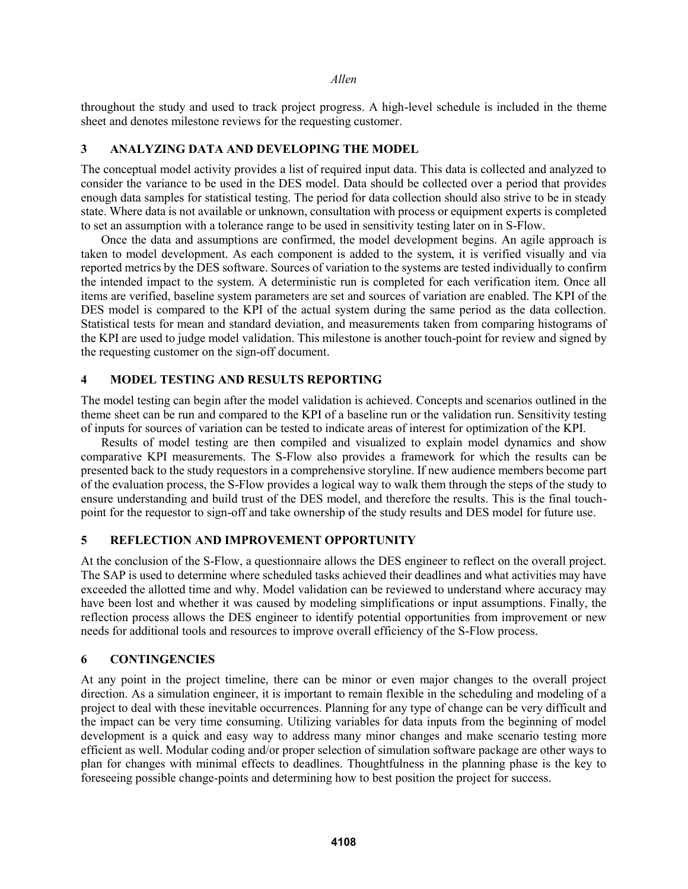throughout the study and used to track project progress. A high-level schedule is included in the theme sheet and denotes milestone reviews for the requesting customer.

## 3 ANALYZING DATA AND DEVELOPING THE MODEL

The conceptual model activity provides a list of required input data. This data is collected and analyzed to consider the variance to be used in the DES model. Data should be collected over a period that provides enough data samples for statistical testing. The period for data collection should also strive to be in steady state. Where data is not available or unknown, consultation with process or equipment experts is completed to set an assumption with a tolerance range to be used in sensitivity testing later on in S-Flow.

Once the data and assumptions are confirmed, the model development begins. An agile approach is taken to model development. As each component is added to the system, it is verified visually and via reported metrics by the DES software. Sources of variation to the systems are tested individually to confirm the intended impact to the system. A deterministic run is completed for each verification item. Once all items are verified, baseline system parameters are set and sources of variation are enabled. The KPI of the DES model is compared to the KPI of the actual system during the same period as the data collection. Statistical tests for mean and standard deviation, and measurements taken from comparing histograms of the KPI are used to judge model validation. This milestone is another touch-point for review and signed by the requesting customer on the sign-off document.

## 4 MODEL TESTING AND RESULTS REPORTING

The model testing can begin after the model validation is achieved. Concepts and scenarios outlined in the theme sheet can be run and compared to the KPI of a baseline run or the validation run. Sensitivity testing of inputs for sources of variation can be tested to indicate areas of interest for optimization of the KPI.

Results of model testing are then compiled and visualized to explain model dynamics and show comparative KPI measurements. The S-Flow also provides a framework for which the results can be presented back to the study requestors in a comprehensive storyline. If new audience members become part of the evaluation process, the S-Flow provides a logical way to walk them through the steps of the study to ensure understanding and build trust of the DES model, and therefore the results. This is the final touch-point for the requestor to sign-off and take ownership of the study results and DES model for future use.

## 5 REFLECTION AND IMPROVEMENT OPPORTUNITY

At the conclusion of the S-Flow, a questionnaire allows the DES engineer to reflect on the overall project. The SAP is used to determine where scheduled tasks achieved their deadlines and what activities may have exceeded the allotted time and why. Model validation can be reviewed to understand where accuracy may have been lost and whether it was caused by modeling simplifications or input assumptions. Finally, the reflection process allows the DES engineer to identify potential opportunities from improvement or new needs for additional tools and resources to improve overall efficiency of the S-Flow process.

## 6 CONTINGENCIES

At any point in the project timeline, there can be minor or even major changes to the overall project direction. As a simulation engineer, it is important to remain flexible in the scheduling and modeling of a project to deal with these inevitable occurrences. Planning for any type of change can be very difficult and the impact can be very time consuming. Utilizing variables for data inputs from the beginning of model development is a quick and easy way to address many minor changes and make scenario testing more efficient as well. Modular coding and/or proper selection of simulation software package are other ways to plan for changes with minimal effects to deadlines. Thoughtfulness in the planning phase is the key to foreseeing possible change-points and determining how to best position the project for success.